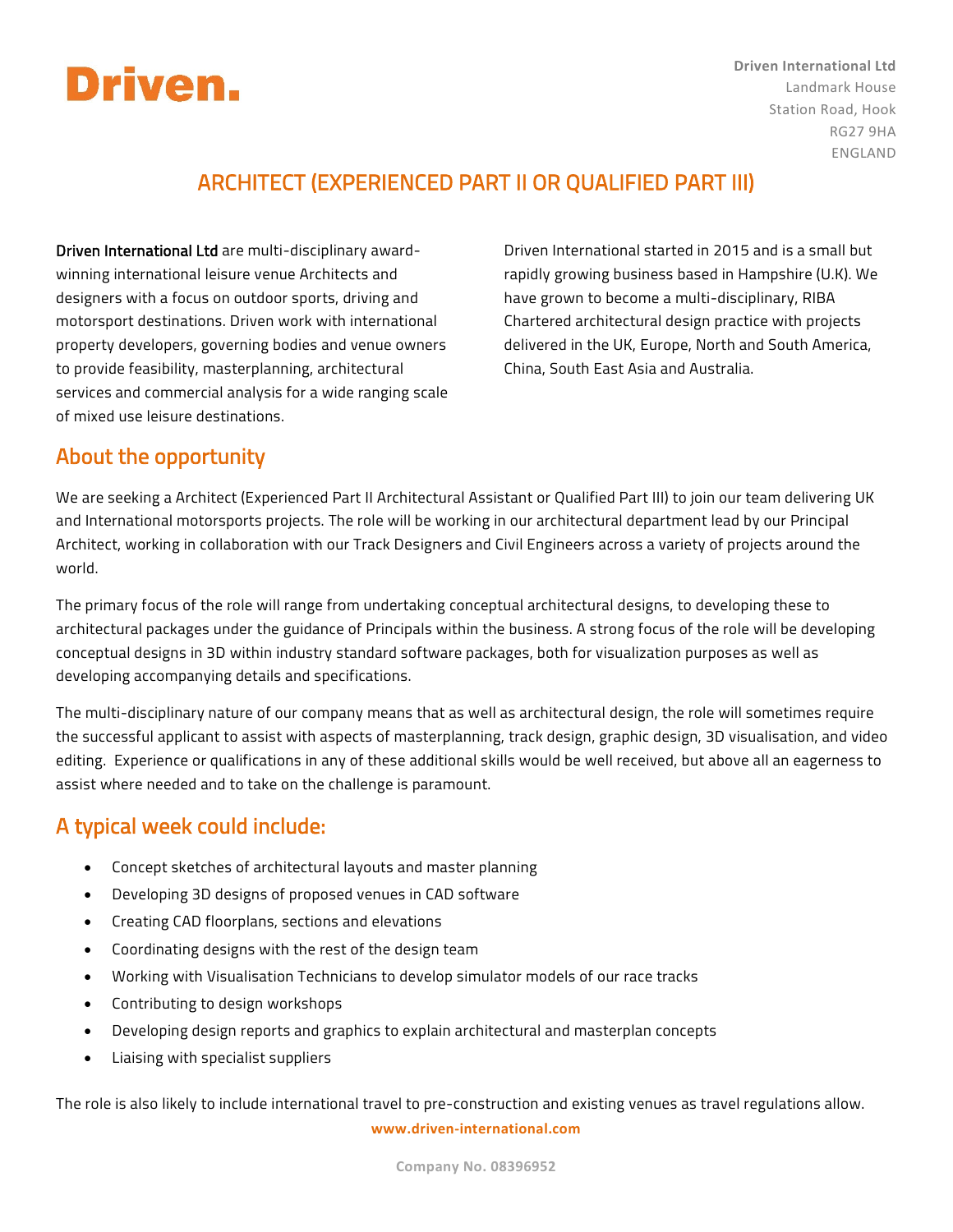# Driven.

**Driven International Ltd**
Landmark House
Station Road, Hook
RG27 9HA
ENGLAND

## ARCHITECT (EXPERIENCED PART II OR QUALIFIED PART III)

Driven International Ltd are multi-disciplinary award-winning international leisure venue Architects and designers with a focus on outdoor sports, driving and motorsport destinations. Driven work with international property developers, governing bodies and venue owners to provide feasibility, masterplanning, architectural services and commercial analysis for a wide ranging scale of mixed use leisure destinations.

Driven International started in 2015 and is a small but rapidly growing business based in Hampshire (U.K). We have grown to become a multi-disciplinary, RIBA Chartered architectural design practice with projects delivered in the UK, Europe, North and South America, China, South East Asia and Australia.

## About the opportunity

We are seeking a Architect (Experienced Part II Architectural Assistant or Qualified Part III) to join our team delivering UK and International motorsports projects. The role will be working in our architectural department lead by our Principal Architect, working in collaboration with our Track Designers and Civil Engineers across a variety of projects around the world.

The primary focus of the role will range from undertaking conceptual architectural designs, to developing these to architectural packages under the guidance of Principals within the business. A strong focus of the role will be developing conceptual designs in 3D within industry standard software packages, both for visualization purposes as well as developing accompanying details and specifications.

The multi-disciplinary nature of our company means that as well as architectural design, the role will sometimes require the successful applicant to assist with aspects of masterplanning, track design, graphic design, 3D visualisation, and video editing. Experience or qualifications in any of these additional skills would be well received, but above all an eagerness to assist where needed and to take on the challenge is paramount.

## A typical week could include:

- Concept sketches of architectural layouts and master planning
- Developing 3D designs of proposed venues in CAD software
- Creating CAD floorplans, sections and elevations
- Coordinating designs with the rest of the design team
- Working with Visualisation Technicians to develop simulator models of our race tracks
- Contributing to design workshops
- Developing design reports and graphics to explain architectural and masterplan concepts
- Liaising with specialist suppliers

The role is also likely to include international travel to pre-construction and existing venues as travel regulations allow.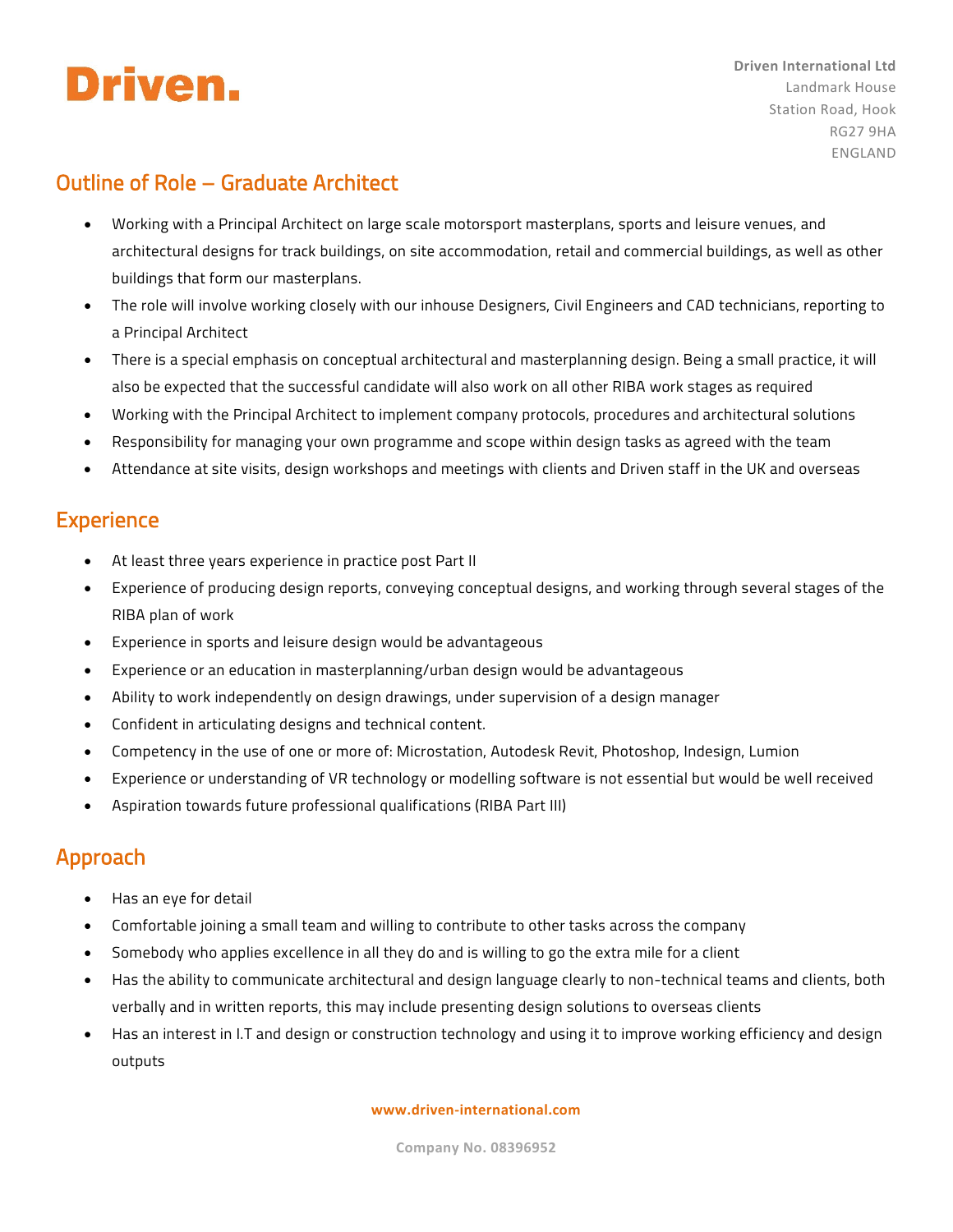# Driven.

**Driven International Ltd**
Landmark House
Station Road, Hook
RG27 9HA
ENGLAND

## Outline of Role – Graduate Architect

- Working with a Principal Architect on large scale motorsport masterplans, sports and leisure venues, and architectural designs for track buildings, on site accommodation, retail and commercial buildings, as well as other buildings that form our masterplans.
- The role will involve working closely with our inhouse Designers, Civil Engineers and CAD technicians, reporting to a Principal Architect
- There is a special emphasis on conceptual architectural and masterplanning design. Being a small practice, it will also be expected that the successful candidate will also work on all other RIBA work stages as required
- Working with the Principal Architect to implement company protocols, procedures and architectural solutions
- Responsibility for managing your own programme and scope within design tasks as agreed with the team
- Attendance at site visits, design workshops and meetings with clients and Driven staff in the UK and overseas

## Experience

- At least three years experience in practice post Part II
- Experience of producing design reports, conveying conceptual designs, and working through several stages of the RIBA plan of work
- Experience in sports and leisure design would be advantageous
- Experience or an education in masterplanning/urban design would be advantageous
- Ability to work independently on design drawings, under supervision of a design manager
- Confident in articulating designs and technical content.
- Competency in the use of one or more of: Microstation, Autodesk Revit, Photoshop, Indesign, Lumion
- Experience or understanding of VR technology or modelling software is not essential but would be well received
- Aspiration towards future professional qualifications (RIBA Part III)

## Approach

- Has an eye for detail
- Comfortable joining a small team and willing to contribute to other tasks across the company
- Somebody who applies excellence in all they do and is willing to go the extra mile for a client
- Has the ability to communicate architectural and design language clearly to non-technical teams and clients, both verbally and in written reports, this may include presenting design solutions to overseas clients
- Has an interest in I.T and design or construction technology and using it to improve working efficiency and design outputs

**www.driven-international.com**

**Company No. 08396952**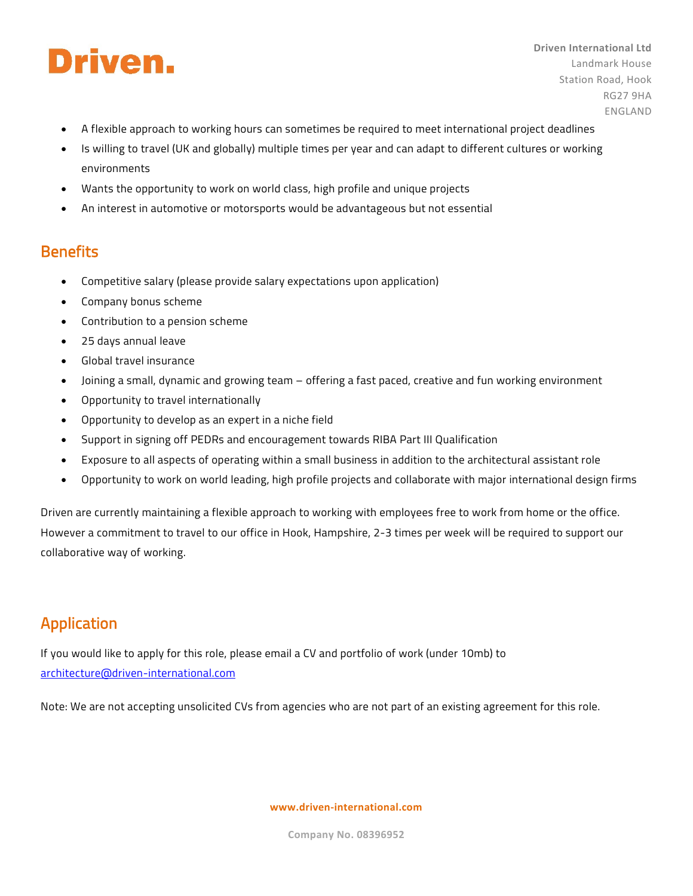- A flexible approach to working hours can sometimes be required to meet international project deadlines
- Is willing to travel (UK and globally) multiple times per year and can adapt to different cultures or working environments
- Wants the opportunity to work on world class, high profile and unique projects
- An interest in automotive or motorsports would be advantageous but not essential

## Benefits

- Competitive salary (please provide salary expectations upon application)
- Company bonus scheme
- Contribution to a pension scheme
- 25 days annual leave
- Global travel insurance
- Joining a small, dynamic and growing team – offering a fast paced, creative and fun working environment
- Opportunity to travel internationally
- Opportunity to develop as an expert in a niche field
- Support in signing off PEDRs and encouragement towards RIBA Part III Qualification
- Exposure to all aspects of operating within a small business in addition to the architectural assistant role
- Opportunity to work on world leading, high profile projects and collaborate with major international design firms

Driven are currently maintaining a flexible approach to working with employees free to work from home or the office. However a commitment to travel to our office in Hook, Hampshire, 2-3 times per week will be required to support our collaborative way of working.

## Application

If you would like to apply for this role, please email a CV and portfolio of work (under 10mb) to architecture@driven-international.com

Note: We are not accepting unsolicited CVs from agencies who are not part of an existing agreement for this role.